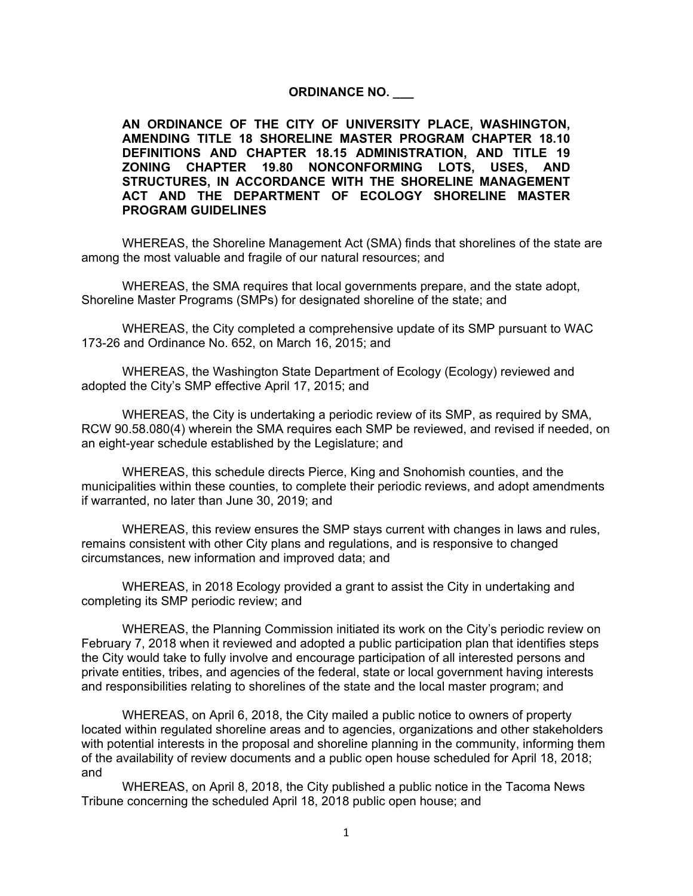**ORDINANCE NO. ___**

**AN ORDINANCE OF THE CITY OF UNIVERSITY PLACE, WASHINGTON, AMENDING TITLE 18 SHORELINE MASTER PROGRAM CHAPTER 18.10 DEFINITIONS AND CHAPTER 18.15 ADMINISTRATION, AND TITLE 19 ZONING CHAPTER 19.80 NONCONFORMING LOTS, USES, AND STRUCTURES, IN ACCORDANCE WITH THE SHORELINE MANAGEMENT ACT AND THE DEPARTMENT OF ECOLOGY SHORELINE MASTER PROGRAM GUIDELINES**

WHEREAS, the Shoreline Management Act (SMA) finds that shorelines of the state are among the most valuable and fragile of our natural resources; and

WHEREAS, the SMA requires that local governments prepare, and the state adopt, Shoreline Master Programs (SMPs) for designated shoreline of the state; and

WHEREAS, the City completed a comprehensive update of its SMP pursuant to WAC 173-26 and Ordinance No. 652, on March 16, 2015; and

WHEREAS, the Washington State Department of Ecology (Ecology) reviewed and adopted the City's SMP effective April 17, 2015; and

WHEREAS, the City is undertaking a periodic review of its SMP, as required by SMA, RCW 90.58.080(4) wherein the SMA requires each SMP be reviewed, and revised if needed, on an eight-year schedule established by the Legislature; and

WHEREAS, this schedule directs Pierce, King and Snohomish counties, and the municipalities within these counties, to complete their periodic reviews, and adopt amendments if warranted, no later than June 30, 2019; and

WHEREAS, this review ensures the SMP stays current with changes in laws and rules, remains consistent with other City plans and regulations, and is responsive to changed circumstances, new information and improved data; and

WHEREAS, in 2018 Ecology provided a grant to assist the City in undertaking and completing its SMP periodic review; and

WHEREAS, the Planning Commission initiated its work on the City's periodic review on February 7, 2018 when it reviewed and adopted a public participation plan that identifies steps the City would take to fully involve and encourage participation of all interested persons and private entities, tribes, and agencies of the federal, state or local government having interests and responsibilities relating to shorelines of the state and the local master program; and

WHEREAS, on April 6, 2018, the City mailed a public notice to owners of property located within regulated shoreline areas and to agencies, organizations and other stakeholders with potential interests in the proposal and shoreline planning in the community, informing them of the availability of review documents and a public open house scheduled for April 18, 2018; and

WHEREAS, on April 8, 2018, the City published a public notice in the Tacoma News Tribune concerning the scheduled April 18, 2018 public open house; and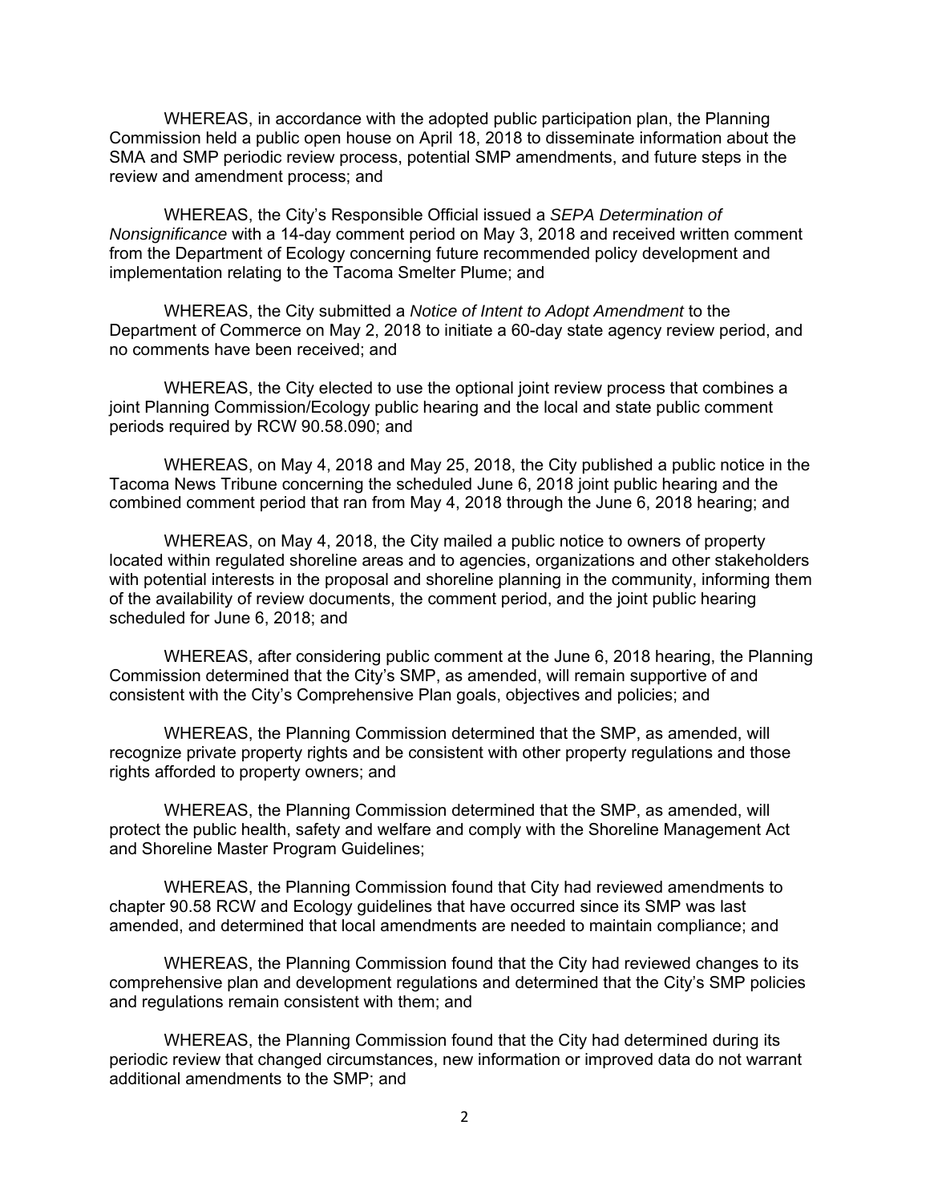WHEREAS, in accordance with the adopted public participation plan, the Planning Commission held a public open house on April 18, 2018 to disseminate information about the SMA and SMP periodic review process, potential SMP amendments, and future steps in the review and amendment process; and

WHEREAS, the City's Responsible Official issued a *SEPA Determination of Nonsignificance* with a 14-day comment period on May 3, 2018 and received written comment from the Department of Ecology concerning future recommended policy development and implementation relating to the Tacoma Smelter Plume; and

WHEREAS, the City submitted a *Notice of Intent to Adopt Amendment* to the Department of Commerce on May 2, 2018 to initiate a 60-day state agency review period, and no comments have been received; and

WHEREAS, the City elected to use the optional joint review process that combines a joint Planning Commission/Ecology public hearing and the local and state public comment periods required by RCW 90.58.090; and

WHEREAS, on May 4, 2018 and May 25, 2018, the City published a public notice in the Tacoma News Tribune concerning the scheduled June 6, 2018 joint public hearing and the combined comment period that ran from May 4, 2018 through the June 6, 2018 hearing; and

WHEREAS, on May 4, 2018, the City mailed a public notice to owners of property located within regulated shoreline areas and to agencies, organizations and other stakeholders with potential interests in the proposal and shoreline planning in the community, informing them of the availability of review documents, the comment period, and the joint public hearing scheduled for June 6, 2018; and

WHEREAS, after considering public comment at the June 6, 2018 hearing, the Planning Commission determined that the City's SMP, as amended, will remain supportive of and consistent with the City's Comprehensive Plan goals, objectives and policies; and

WHEREAS, the Planning Commission determined that the SMP, as amended, will recognize private property rights and be consistent with other property regulations and those rights afforded to property owners; and

WHEREAS, the Planning Commission determined that the SMP, as amended, will protect the public health, safety and welfare and comply with the Shoreline Management Act and Shoreline Master Program Guidelines;

WHEREAS, the Planning Commission found that City had reviewed amendments to chapter 90.58 RCW and Ecology guidelines that have occurred since its SMP was last amended, and determined that local amendments are needed to maintain compliance; and

WHEREAS, the Planning Commission found that the City had reviewed changes to its comprehensive plan and development regulations and determined that the City's SMP policies and regulations remain consistent with them; and

WHEREAS, the Planning Commission found that the City had determined during its periodic review that changed circumstances, new information or improved data do not warrant additional amendments to the SMP; and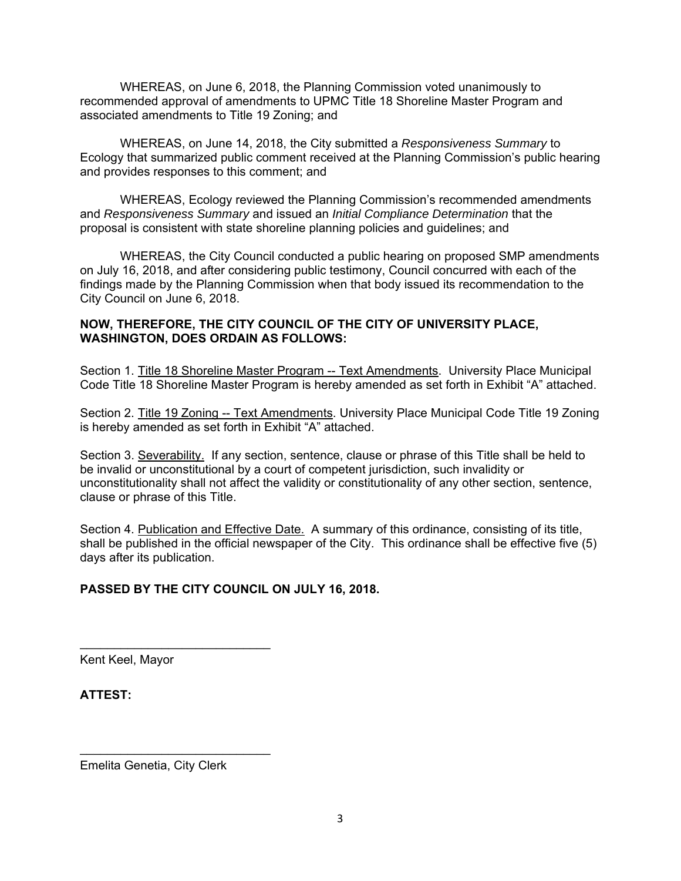WHEREAS, on June 6, 2018, the Planning Commission voted unanimously to recommended approval of amendments to UPMC Title 18 Shoreline Master Program and associated amendments to Title 19 Zoning; and

WHEREAS, on June 14, 2018, the City submitted a *Responsiveness Summary* to Ecology that summarized public comment received at the Planning Commission's public hearing and provides responses to this comment; and

WHEREAS, Ecology reviewed the Planning Commission's recommended amendments and *Responsiveness Summary* and issued an *Initial Compliance Determination* that the proposal is consistent with state shoreline planning policies and guidelines; and

WHEREAS, the City Council conducted a public hearing on proposed SMP amendments on July 16, 2018, and after considering public testimony, Council concurred with each of the findings made by the Planning Commission when that body issued its recommendation to the City Council on June 6, 2018.

**NOW, THEREFORE, THE CITY COUNCIL OF THE CITY OF UNIVERSITY PLACE, WASHINGTON, DOES ORDAIN AS FOLLOWS:**

Section 1. <u>Title 18 Shoreline Master Program -- Text Amendments</u>. University Place Municipal Code Title 18 Shoreline Master Program is hereby amended as set forth in Exhibit "A" attached.

Section 2. <u>Title 19 Zoning -- Text Amendments</u>. University Place Municipal Code Title 19 Zoning is hereby amended as set forth in Exhibit "A" attached.

Section 3. <u>Severability.</u> If any section, sentence, clause or phrase of this Title shall be held to be invalid or unconstitutional by a court of competent jurisdiction, such invalidity or unconstitutionality shall not affect the validity or constitutionality of any other section, sentence, clause or phrase of this Title.

Section 4. <u>Publication and Effective Date.</u> A summary of this ordinance, consisting of its title, shall be published in the official newspaper of the City. This ordinance shall be effective five (5) days after its publication.

**PASSED BY THE CITY COUNCIL ON JULY 16, 2018.**

\_\_\_\_\_\_\_\_\_\_\_\_\_\_\_\_\_\_\_\_\_\_\_\_\_\_\_\_

Kent Keel, Mayor

**ATTEST:**

\_\_\_\_\_\_\_\_\_\_\_\_\_\_\_\_\_\_\_\_\_\_\_\_\_\_\_\_

Emelita Genetia, City Clerk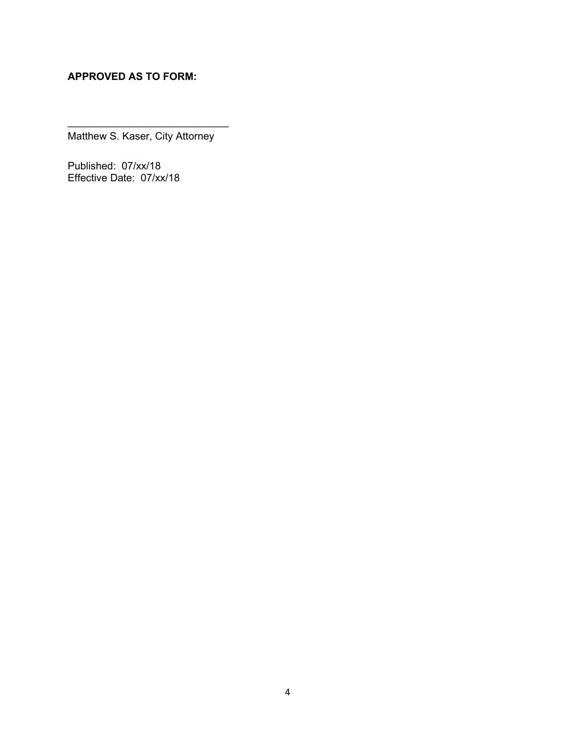**APPROVED AS TO FORM:**

\_\_\_\_\_\_\_\_\_\_\_\_\_\_\_\_\_\_\_\_\_\_\_\_\_\_\_\_\_\_

Matthew S. Kaser, City Attorney

Published: 07/xx/18
Effective Date: 07/xx/18